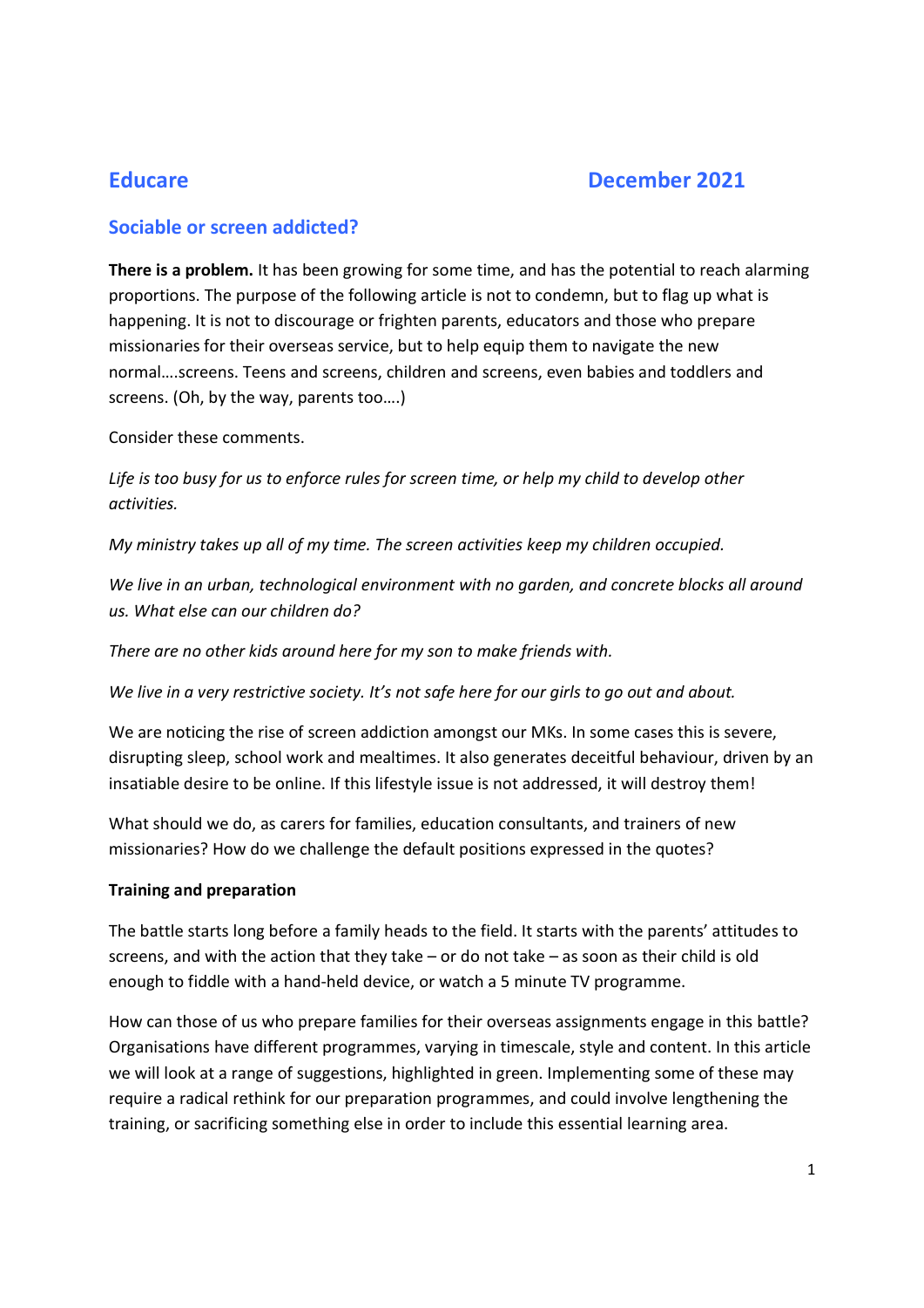## Educare December 2021

### Sociable or screen addicted?

**There is a problem.** It has been growing for some time, and has the potential to reach alarming proportions. The purpose of the following article is not to condemn, but to flag up what is happening. It is not to discourage or frighten parents, educators and those who prepare missionaries for their overseas service, but to help equip them to navigate the new normal….screens. Teens and screens, children and screens, even babies and toddlers and screens. (Oh, by the way, parents too….)

Consider these comments.

*Life is too busy for us to enforce rules for screen time, or help my child to develop other activities.*

*My ministry takes up all of my time. The screen activities keep my children occupied.*

*We live in an urban, technological environment with no garden, and concrete blocks all around us. What else can our children do?*

*There are no other kids around here for my son to make friends with.*

*We live in a very restrictive society. It's not safe here for our girls to go out and about.*

We are noticing the rise of screen addiction amongst our MKs. In some cases this is severe, disrupting sleep, school work and mealtimes. It also generates deceitful behaviour, driven by an insatiable desire to be online. If this lifestyle issue is not addressed, it will destroy them!

What should we do, as carers for families, education consultants, and trainers of new missionaries? How do we challenge the default positions expressed in the quotes?

**Training and preparation**

The battle starts long before a family heads to the field. It starts with the parents' attitudes to screens, and with the action that they take – or do not take – as soon as their child is old enough to fiddle with a hand-held device, or watch a 5 minute TV programme.

How can those of us who prepare families for their overseas assignments engage in this battle? Organisations have different programmes, varying in timescale, style and content. In this article we will look at a range of suggestions, highlighted in green. Implementing some of these may require a radical rethink for our preparation programmes, and could involve lengthening the training, or sacrificing something else in order to include this essential learning area.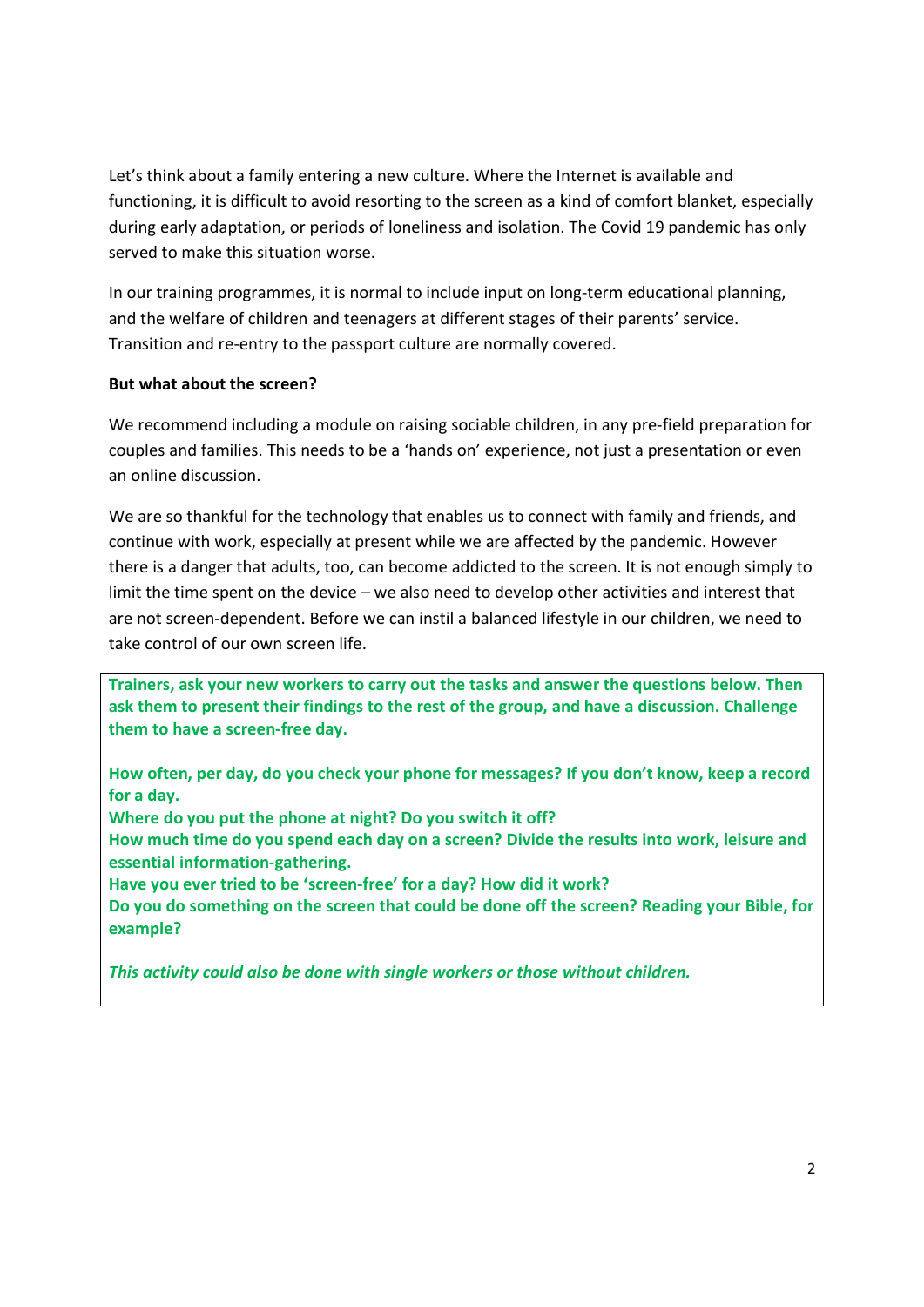Let's think about a family entering a new culture. Where the Internet is available and functioning, it is difficult to avoid resorting to the screen as a kind of comfort blanket, especially during early adaptation, or periods of loneliness and isolation. The Covid 19 pandemic has only served to make this situation worse.

In our training programmes, it is normal to include input on long-term educational planning, and the welfare of children and teenagers at different stages of their parents' service. Transition and re-entry to the passport culture are normally covered.

**But what about the screen?**

We recommend including a module on raising sociable children, in any pre-field preparation for couples and families. This needs to be a 'hands on' experience, not just a presentation or even an online discussion.

We are so thankful for the technology that enables us to connect with family and friends, and continue with work, especially at present while we are affected by the pandemic. However there is a danger that adults, too, can become addicted to the screen. It is not enough simply to limit the time spent on the device – we also need to develop other activities and interest that are not screen-dependent. Before we can instil a balanced lifestyle in our children, we need to take control of our own screen life.

**Trainers, ask your new workers to carry out the tasks and answer the questions below. Then ask them to present their findings to the rest of the group, and have a discussion. Challenge them to have a screen-free day.**

**How often, per day, do you check your phone for messages? If you don't know, keep a record for a day.**
**Where do you put the phone at night? Do you switch it off?**
**How much time do you spend each day on a screen? Divide the results into work, leisure and essential information-gathering.**
**Have you ever tried to be 'screen-free' for a day? How did it work?**
**Do you do something on the screen that could be done off the screen? Reading your Bible, for example?**

***This activity could also be done with single workers or those without children.***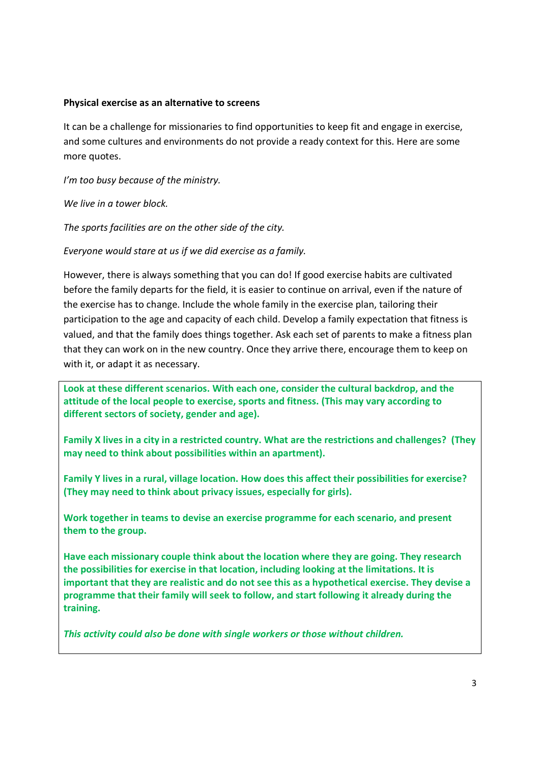**Physical exercise as an alternative to screens**

It can be a challenge for missionaries to find opportunities to keep fit and engage in exercise, and some cultures and environments do not provide a ready context for this. Here are some more quotes.

*I'm too busy because of the ministry.*

*We live in a tower block.*

*The sports facilities are on the other side of the city.*

*Everyone would stare at us if we did exercise as a family.*

However, there is always something that you can do! If good exercise habits are cultivated before the family departs for the field, it is easier to continue on arrival, even if the nature of the exercise has to change. Include the whole family in the exercise plan, tailoring their participation to the age and capacity of each child. Develop a family expectation that fitness is valued, and that the family does things together. Ask each set of parents to make a fitness plan that they can work on in the new country. Once they arrive there, encourage them to keep on with it, or adapt it as necessary.

**Look at these different scenarios. With each one, consider the cultural backdrop, and the attitude of the local people to exercise, sports and fitness. (This may vary according to different sectors of society, gender and age).**

**Family X lives in a city in a restricted country. What are the restrictions and challenges? (They may need to think about possibilities within an apartment).**

**Family Y lives in a rural, village location. How does this affect their possibilities for exercise? (They may need to think about privacy issues, especially for girls).**

**Work together in teams to devise an exercise programme for each scenario, and present them to the group.**

**Have each missionary couple think about the location where they are going. They research the possibilities for exercise in that location, including looking at the limitations. It is important that they are realistic and do not see this as a hypothetical exercise. They devise a programme that their family will seek to follow, and start following it already during the training.**

***This activity could also be done with single workers or those without children.***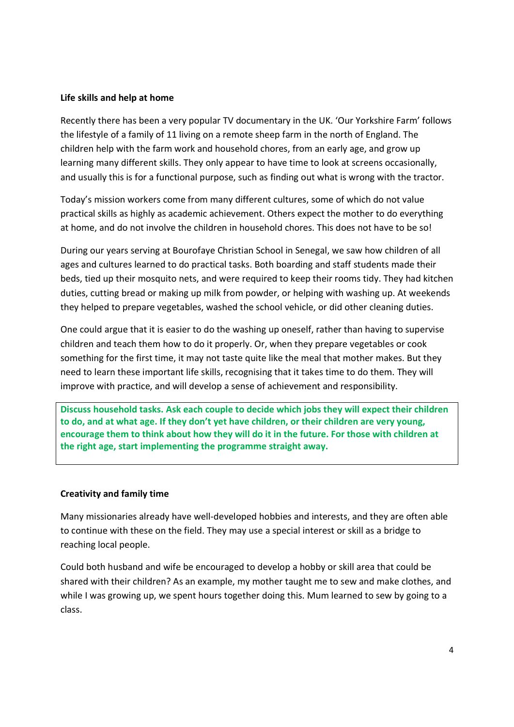**Life skills and help at home**

Recently there has been a very popular TV documentary in the UK. 'Our Yorkshire Farm' follows the lifestyle of a family of 11 living on a remote sheep farm in the north of England. The children help with the farm work and household chores, from an early age, and grow up learning many different skills. They only appear to have time to look at screens occasionally, and usually this is for a functional purpose, such as finding out what is wrong with the tractor.

Today's mission workers come from many different cultures, some of which do not value practical skills as highly as academic achievement. Others expect the mother to do everything at home, and do not involve the children in household chores. This does not have to be so!

During our years serving at Bourofaye Christian School in Senegal, we saw how children of all ages and cultures learned to do practical tasks. Both boarding and staff students made their beds, tied up their mosquito nets, and were required to keep their rooms tidy. They had kitchen duties, cutting bread or making up milk from powder, or helping with washing up. At weekends they helped to prepare vegetables, washed the school vehicle, or did other cleaning duties.

One could argue that it is easier to do the washing up oneself, rather than having to supervise children and teach them how to do it properly. Or, when they prepare vegetables or cook something for the first time, it may not taste quite like the meal that mother makes. But they need to learn these important life skills, recognising that it takes time to do them. They will improve with practice, and will develop a sense of achievement and responsibility.

**Discuss household tasks. Ask each couple to decide which jobs they will expect their children to do, and at what age. If they don't yet have children, or their children are very young, encourage them to think about how they will do it in the future. For those with children at the right age, start implementing the programme straight away.**

**Creativity and family time**

Many missionaries already have well-developed hobbies and interests, and they are often able to continue with these on the field. They may use a special interest or skill as a bridge to reaching local people.

Could both husband and wife be encouraged to develop a hobby or skill area that could be shared with their children? As an example, my mother taught me to sew and make clothes, and while I was growing up, we spent hours together doing this. Mum learned to sew by going to a class.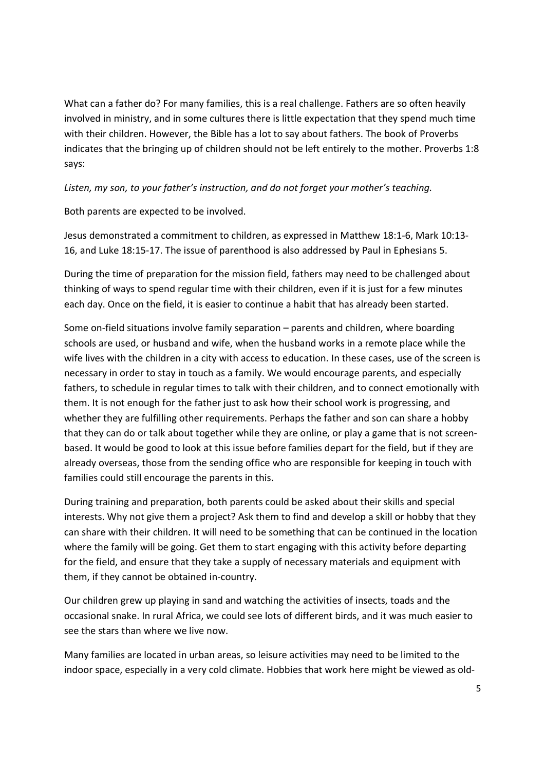What can a father do? For many families, this is a real challenge. Fathers are so often heavily involved in ministry, and in some cultures there is little expectation that they spend much time with their children. However, the Bible has a lot to say about fathers. The book of Proverbs indicates that the bringing up of children should not be left entirely to the mother. Proverbs 1:8 says:

*Listen, my son, to your father's instruction, and do not forget your mother's teaching.*

Both parents are expected to be involved.

Jesus demonstrated a commitment to children, as expressed in Matthew 18:1-6, Mark 10:13-16, and Luke 18:15-17. The issue of parenthood is also addressed by Paul in Ephesians 5.

During the time of preparation for the mission field, fathers may need to be challenged about thinking of ways to spend regular time with their children, even if it is just for a few minutes each day. Once on the field, it is easier to continue a habit that has already been started.

Some on-field situations involve family separation – parents and children, where boarding schools are used, or husband and wife, when the husband works in a remote place while the wife lives with the children in a city with access to education. In these cases, use of the screen is necessary in order to stay in touch as a family. We would encourage parents, and especially fathers, to schedule in regular times to talk with their children, and to connect emotionally with them. It is not enough for the father just to ask how their school work is progressing, and whether they are fulfilling other requirements. Perhaps the father and son can share a hobby that they can do or talk about together while they are online, or play a game that is not screen-based. It would be good to look at this issue before families depart for the field, but if they are already overseas, those from the sending office who are responsible for keeping in touch with families could still encourage the parents in this.

During training and preparation, both parents could be asked about their skills and special interests. Why not give them a project? Ask them to find and develop a skill or hobby that they can share with their children. It will need to be something that can be continued in the location where the family will be going. Get them to start engaging with this activity before departing for the field, and ensure that they take a supply of necessary materials and equipment with them, if they cannot be obtained in-country.

Our children grew up playing in sand and watching the activities of insects, toads and the occasional snake. In rural Africa, we could see lots of different birds, and it was much easier to see the stars than where we live now.

Many families are located in urban areas, so leisure activities may need to be limited to the indoor space, especially in a very cold climate. Hobbies that work here might be viewed as old-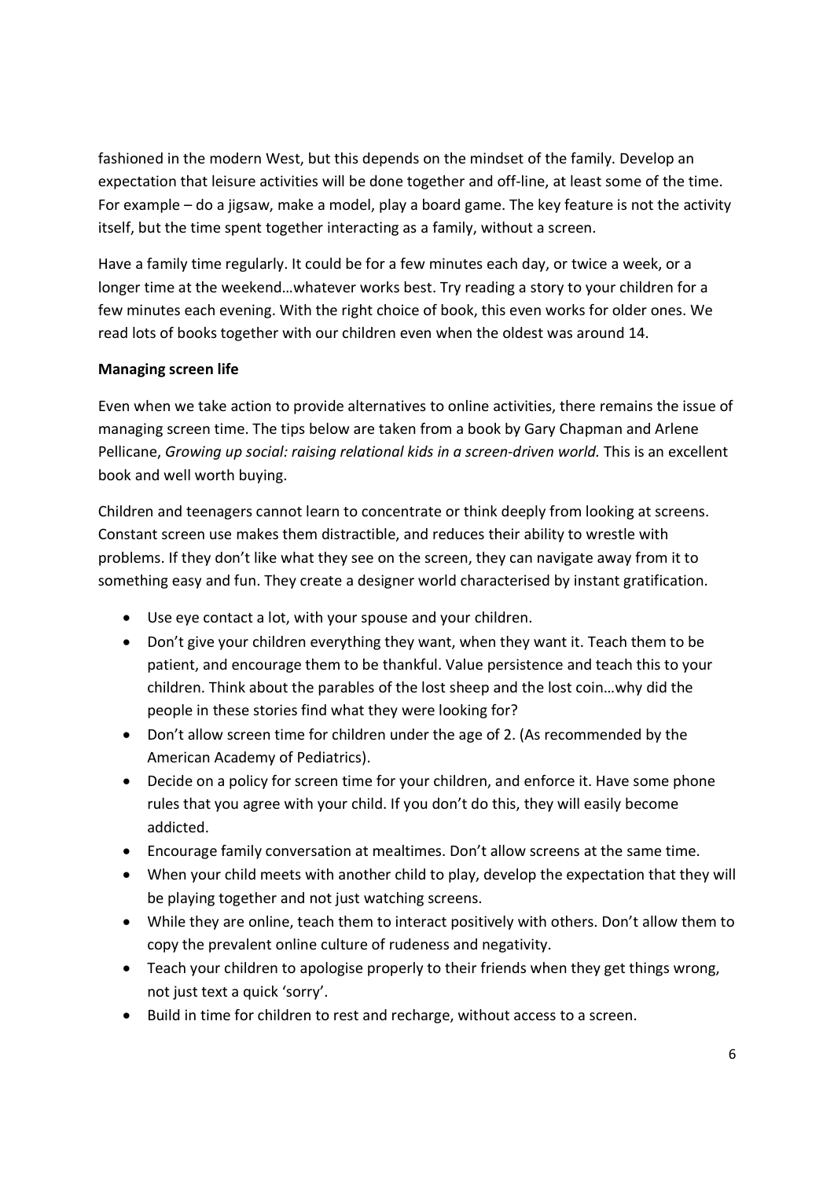fashioned in the modern West, but this depends on the mindset of the family. Develop an expectation that leisure activities will be done together and off-line, at least some of the time. For example – do a jigsaw, make a model, play a board game. The key feature is not the activity itself, but the time spent together interacting as a family, without a screen.

Have a family time regularly. It could be for a few minutes each day, or twice a week, or a longer time at the weekend…whatever works best. Try reading a story to your children for a few minutes each evening. With the right choice of book, this even works for older ones. We read lots of books together with our children even when the oldest was around 14.

**Managing screen life**

Even when we take action to provide alternatives to online activities, there remains the issue of managing screen time. The tips below are taken from a book by Gary Chapman and Arlene Pellicane, *Growing up social: raising relational kids in a screen-driven world.* This is an excellent book and well worth buying.

Children and teenagers cannot learn to concentrate or think deeply from looking at screens. Constant screen use makes them distractible, and reduces their ability to wrestle with problems. If they don't like what they see on the screen, they can navigate away from it to something easy and fun. They create a designer world characterised by instant gratification.

- Use eye contact a lot, with your spouse and your children.
- Don't give your children everything they want, when they want it. Teach them to be patient, and encourage them to be thankful. Value persistence and teach this to your children. Think about the parables of the lost sheep and the lost coin…why did the people in these stories find what they were looking for?
- Don't allow screen time for children under the age of 2. (As recommended by the American Academy of Pediatrics).
- Decide on a policy for screen time for your children, and enforce it. Have some phone rules that you agree with your child. If you don't do this, they will easily become addicted.
- Encourage family conversation at mealtimes. Don't allow screens at the same time.
- When your child meets with another child to play, develop the expectation that they will be playing together and not just watching screens.
- While they are online, teach them to interact positively with others. Don't allow them to copy the prevalent online culture of rudeness and negativity.
- Teach your children to apologise properly to their friends when they get things wrong, not just text a quick 'sorry'.
- Build in time for children to rest and recharge, without access to a screen.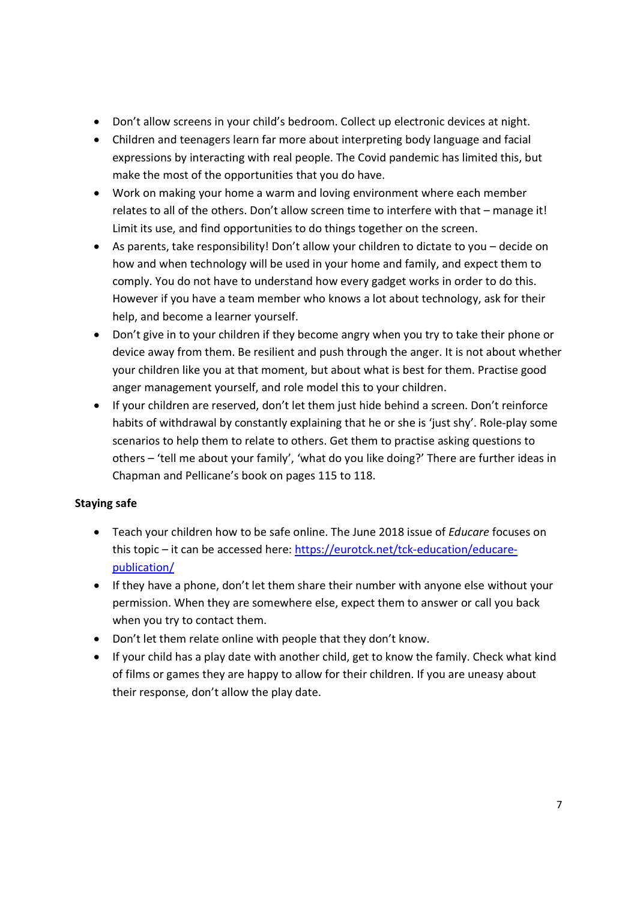- Don't allow screens in your child's bedroom. Collect up electronic devices at night.
- Children and teenagers learn far more about interpreting body language and facial expressions by interacting with real people. The Covid pandemic has limited this, but make the most of the opportunities that you do have.
- Work on making your home a warm and loving environment where each member relates to all of the others. Don't allow screen time to interfere with that – manage it! Limit its use, and find opportunities to do things together on the screen.
- As parents, take responsibility! Don't allow your children to dictate to you – decide on how and when technology will be used in your home and family, and expect them to comply. You do not have to understand how every gadget works in order to do this. However if you have a team member who knows a lot about technology, ask for their help, and become a learner yourself.
- Don't give in to your children if they become angry when you try to take their phone or device away from them. Be resilient and push through the anger. It is not about whether your children like you at that moment, but about what is best for them. Practise good anger management yourself, and role model this to your children.
- If your children are reserved, don't let them just hide behind a screen. Don't reinforce habits of withdrawal by constantly explaining that he or she is 'just shy'. Role-play some scenarios to help them to relate to others. Get them to practise asking questions to others – 'tell me about your family', 'what do you like doing?' There are further ideas in Chapman and Pellicane's book on pages 115 to 118.

**Staying safe**

- Teach your children how to be safe online. The June 2018 issue of *Educare* focuses on this topic – it can be accessed here: [https://eurotck.net/tck-education/educare-publication/](https://eurotck.net/tck-education/educare-publication/)
- If they have a phone, don't let them share their number with anyone else without your permission. When they are somewhere else, expect them to answer or call you back when you try to contact them.
- Don't let them relate online with people that they don't know.
- If your child has a play date with another child, get to know the family. Check what kind of films or games they are happy to allow for their children. If you are uneasy about their response, don't allow the play date.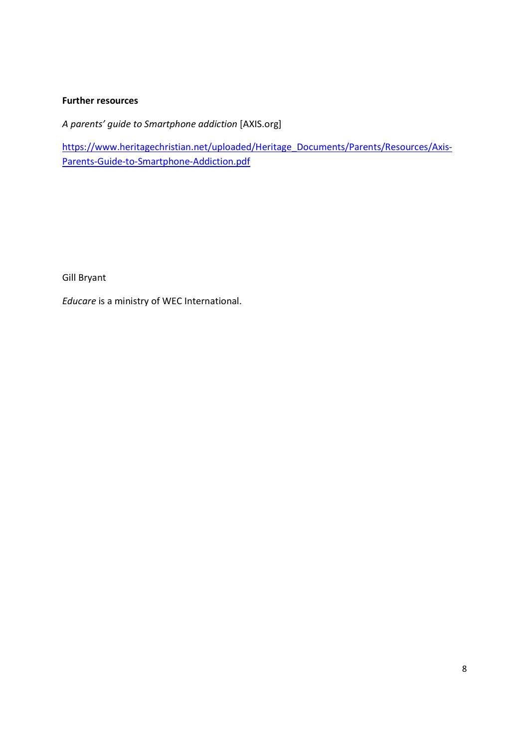**Further resources**

*A parents' guide to Smartphone addiction* [AXIS.org]

[https://www.heritagechristian.net/uploaded/Heritage_Documents/Parents/Resources/Axis-Parents-Guide-to-Smartphone-Addiction.pdf](https://www.heritagechristian.net/uploaded/Heritage_Documents/Parents/Resources/Axis-Parents-Guide-to-Smartphone-Addiction.pdf)

Gill Bryant

*Educare* is a ministry of WEC International.